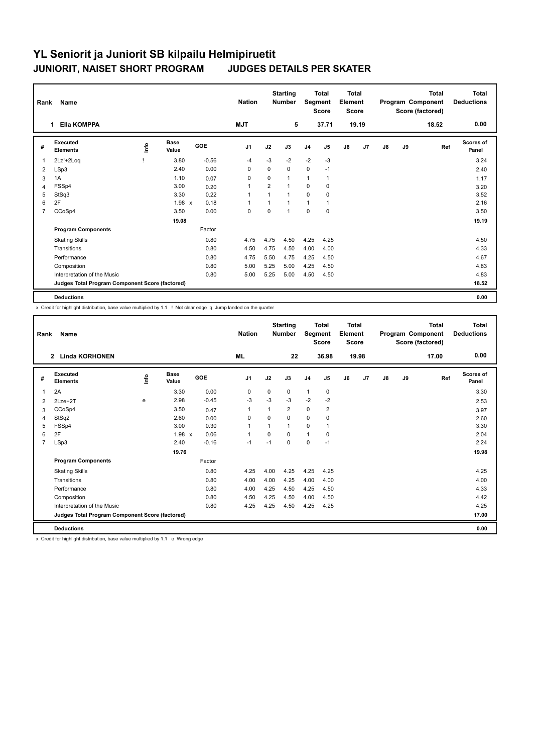# YL Seniorit ja Juniorit SB kilpailu Helmipiruetit

## JUNIORIT, NAISET SHORT PROGRAM JUDGES DETAILS PER SKATER

| Rank | Name | Nation | Starting Number | Total Segment Score | Total Element Score | Total Program Component Score (factored) | Total Deductions |
|---|---|---|---|---|---|---|---|
| 1 | Ella KOMPPA | MJT | 5 | 37.71 | 19.19 | 18.52 | 0.00 |

| # | Executed Elements | Info | Base Value | GOE | J1 | J2 | J3 | J4 | J5 | J6 | J7 | J8 | J9 | Ref | Scores of Panel |
|---|---|---|---|---|---|---|---|---|---|---|---|---|---|---|---|
| 1 | 2Lz!+2Loq | ! | 3.80 | -0.56 | -4 | -3 | -2 | -2 | -3 | | | | | | 3.24 |
| 2 | LSp3 | | 2.40 | 0.00 | 0 | 0 | 0 | 0 | -1 | | | | | | 2.40 |
| 3 | 1A | | 1.10 | 0.07 | 0 | 0 | 1 | 1 | 1 | | | | | | 1.17 |
| 4 | FSSp4 | | 3.00 | 0.20 | 1 | 2 | 1 | 0 | 0 | | | | | | 3.20 |
| 5 | StSq3 | | 3.30 | 0.22 | 1 | 1 | 1 | 0 | 0 | | | | | | 3.52 |
| 6 | 2F | | 1.98 x | 0.18 | 1 | 1 | 1 | 1 | 1 | | | | | | 2.16 |
| 7 | CCoSp4 | | 3.50 | 0.00 | 0 | 0 | 1 | 0 | 0 | | | | | | 3.50 |
| | | | 19.08 | | | | | | | | | | | | 19.19 |
| | **Program Components** | | | Factor | | | | | | | | | | | |
| | Skating Skills | | | 0.80 | 4.75 | 4.75 | 4.50 | 4.25 | 4.25 | | | | | | 4.50 |
| | Transitions | | | 0.80 | 4.50 | 4.75 | 4.50 | 4.00 | 4.00 | | | | | | 4.33 |
| | Performance | | | 0.80 | 4.75 | 5.50 | 4.75 | 4.25 | 4.50 | | | | | | 4.67 |
| | Composition | | | 0.80 | 5.00 | 5.25 | 5.00 | 4.25 | 4.50 | | | | | | 4.83 |
| | Interpretation of the Music | | | 0.80 | 5.00 | 5.25 | 5.00 | 4.50 | 4.50 | | | | | | 4.83 |
| | **Judges Total Program Component Score (factored)** | | | | | | | | | | | | | | 18.52 |
| | **Deductions** | | | | | | | | | | | | | | 0.00 |

x Credit for highlight distribution, base value multiplied by 1.1 ! Not clear edge q Jump landed on the quarter

| Rank | Name | Nation | Starting Number | Total Segment Score | Total Element Score | Total Program Component Score (factored) | Total Deductions |
|---|---|---|---|---|---|---|---|
| 2 | Linda KORHONEN | ML | 22 | 36.98 | 19.98 | 17.00 | 0.00 |

| # | Executed Elements | Info | Base Value | GOE | J1 | J2 | J3 | J4 | J5 | J6 | J7 | J8 | J9 | Ref | Scores of Panel |
|---|---|---|---|---|---|---|---|---|---|---|---|---|---|---|---|
| 1 | 2A | | 3.30 | 0.00 | 0 | 0 | 0 | 1 | 0 | | | | | | 3.30 |
| 2 | 2Lze+2T | e | 2.98 | -0.45 | -3 | -3 | -3 | -2 | -2 | | | | | | 2.53 |
| 3 | CCoSp4 | | 3.50 | 0.47 | 1 | 1 | 2 | 0 | 2 | | | | | | 3.97 |
| 4 | StSq2 | | 2.60 | 0.00 | 0 | 0 | 0 | 0 | 0 | | | | | | 2.60 |
| 5 | FSSp4 | | 3.00 | 0.30 | 1 | 1 | 1 | 0 | 1 | | | | | | 3.30 |
| 6 | 2F | | 1.98 x | 0.06 | 1 | 0 | 0 | 1 | 0 | | | | | | 2.04 |
| 7 | LSp3 | | 2.40 | -0.16 | -1 | -1 | 0 | 0 | -1 | | | | | | 2.24 |
| | | | 19.76 | | | | | | | | | | | | 19.98 |
| | **Program Components** | | | Factor | | | | | | | | | | | |
| | Skating Skills | | | 0.80 | 4.25 | 4.00 | 4.25 | 4.25 | 4.25 | | | | | | 4.25 |
| | Transitions | | | 0.80 | 4.00 | 4.00 | 4.25 | 4.00 | 4.00 | | | | | | 4.00 |
| | Performance | | | 0.80 | 4.00 | 4.25 | 4.50 | 4.25 | 4.50 | | | | | | 4.33 |
| | Composition | | | 0.80 | 4.50 | 4.25 | 4.50 | 4.00 | 4.50 | | | | | | 4.42 |
| | Interpretation of the Music | | | 0.80 | 4.25 | 4.25 | 4.50 | 4.25 | 4.25 | | | | | | 4.25 |
| | **Judges Total Program Component Score (factored)** | | | | | | | | | | | | | | 17.00 |
| | **Deductions** | | | | | | | | | | | | | | 0.00 |

x Credit for highlight distribution, base value multiplied by 1.1 e Wrong edge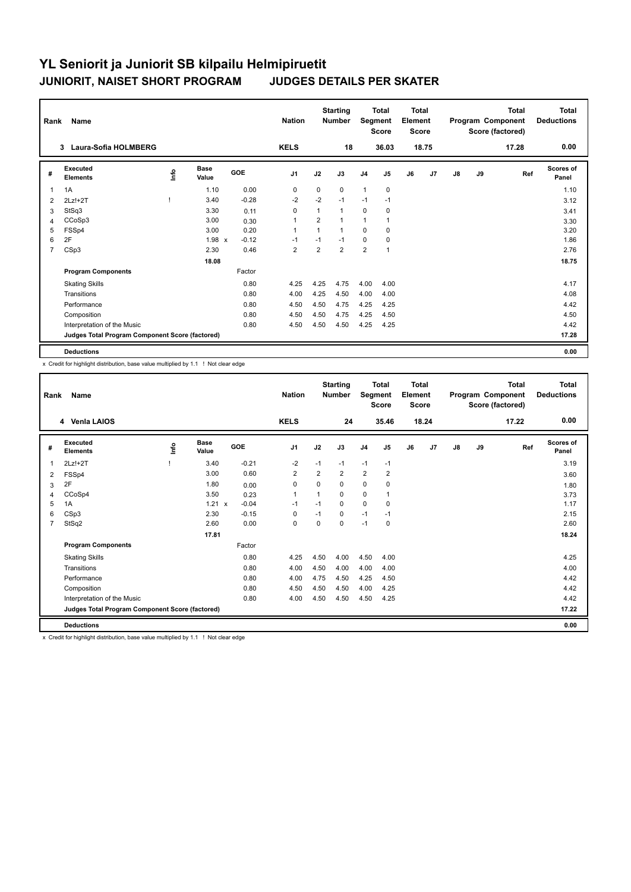# YL Seniorit ja Juniorit SB kilpailu Helmipiruetit

## JUNIORIT, NAISET SHORT PROGRAM    JUDGES DETAILS PER SKATER

| Rank | Name | Nation | Starting Number | Total Segment Score | Total Element Score | Total Program Component Score (factored) | Total Deductions |
|---|---|---|---|---|---|---|---|
| 3 | Laura-Sofia HOLMBERG | KELS | 18 | 36.03 | 18.75 | 17.28 | 0.00 |

| # | Executed Elements | Info | Base Value | | GOE | J1 | J2 | J3 | J4 | J5 | J6 | J7 | J8 | J9 | Ref | Scores of Panel |
|---|---|---|---|---|---|---|---|---|---|---|---|---|---|---|---|---|
| 1 | 1A | | 1.10 | | 0.00 | 0 | 0 | 0 | 1 | 0 | | | | | | 1.10 |
| 2 | 2Lz!+2T | ! | 3.40 | | -0.28 | -2 | -2 | -1 | -1 | -1 | | | | | | 3.12 |
| 3 | StSq3 | | 3.30 | | 0.11 | 0 | 1 | 1 | 0 | 0 | | | | | | 3.41 |
| 4 | CCoSp3 | | 3.00 | | 0.30 | 1 | 2 | 1 | 1 | 1 | | | | | | 3.30 |
| 5 | FSSp4 | | 3.00 | | 0.20 | 1 | 1 | 1 | 0 | 0 | | | | | | 3.20 |
| 6 | 2F | | 1.98 | x | -0.12 | -1 | -1 | -1 | 0 | 0 | | | | | | 1.86 |
| 7 | CSp3 | | 2.30 | | 0.46 | 2 | 2 | 2 | 2 | 1 | | | | | | 2.76 |
| | | | 18.08 | | | | | | | | | | | | | 18.75 |
| | **Program Components** | | | | Factor | | | | | | | | | | | |
| | Skating Skills | | | | 0.80 | 4.25 | 4.25 | 4.75 | 4.00 | 4.00 | | | | | | 4.17 |
| | Transitions | | | | 0.80 | 4.00 | 4.25 | 4.50 | 4.00 | 4.00 | | | | | | 4.08 |
| | Performance | | | | 0.80 | 4.50 | 4.50 | 4.75 | 4.25 | 4.25 | | | | | | 4.42 |
| | Composition | | | | 0.80 | 4.50 | 4.50 | 4.75 | 4.25 | 4.50 | | | | | | 4.50 |
| | Interpretation of the Music | | | | 0.80 | 4.50 | 4.50 | 4.50 | 4.25 | 4.25 | | | | | | 4.42 |
| | **Judges Total Program Component Score (factored)** | | | | | | | | | | | | | | | 17.28 |
| | **Deductions** | | | | | | | | | | | | | | | 0.00 |

x Credit for highlight distribution, base value multiplied by 1.1 ! Not clear edge

| Rank | Name | Nation | Starting Number | Total Segment Score | Total Element Score | Total Program Component Score (factored) | Total Deductions |
|---|---|---|---|---|---|---|---|
| 4 | Venla LAIOS | KELS | 24 | 35.46 | 18.24 | 17.22 | 0.00 |

| # | Executed Elements | Info | Base Value | | GOE | J1 | J2 | J3 | J4 | J5 | J6 | J7 | J8 | J9 | Ref | Scores of Panel |
|---|---|---|---|---|---|---|---|---|---|---|---|---|---|---|---|---|
| 1 | 2Lz!+2T | ! | 3.40 | | -0.21 | -2 | -1 | -1 | -1 | -1 | | | | | | 3.19 |
| 2 | FSSp4 | | 3.00 | | 0.60 | 2 | 2 | 2 | 2 | 2 | | | | | | 3.60 |
| 3 | 2F | | 1.80 | | 0.00 | 0 | 0 | 0 | 0 | 0 | | | | | | 1.80 |
| 4 | CCoSp4 | | 3.50 | | 0.23 | 1 | 1 | 0 | 0 | 1 | | | | | | 3.73 |
| 5 | 1A | | 1.21 | x | -0.04 | -1 | -1 | 0 | 0 | 0 | | | | | | 1.17 |
| 6 | CSp3 | | 2.30 | | -0.15 | 0 | -1 | 0 | -1 | -1 | | | | | | 2.15 |
| 7 | StSq2 | | 2.60 | | 0.00 | 0 | 0 | 0 | -1 | 0 | | | | | | 2.60 |
| | | | 17.81 | | | | | | | | | | | | | 18.24 |
| | **Program Components** | | | | Factor | | | | | | | | | | | |
| | Skating Skills | | | | 0.80 | 4.25 | 4.50 | 4.00 | 4.50 | 4.00 | | | | | | 4.25 |
| | Transitions | | | | 0.80 | 4.00 | 4.50 | 4.00 | 4.00 | 4.00 | | | | | | 4.00 |
| | Performance | | | | 0.80 | 4.00 | 4.75 | 4.50 | 4.25 | 4.50 | | | | | | 4.42 |
| | Composition | | | | 0.80 | 4.50 | 4.50 | 4.50 | 4.00 | 4.25 | | | | | | 4.42 |
| | Interpretation of the Music | | | | 0.80 | 4.00 | 4.50 | 4.50 | 4.50 | 4.25 | | | | | | 4.42 |
| | **Judges Total Program Component Score (factored)** | | | | | | | | | | | | | | | 17.22 |
| | **Deductions** | | | | | | | | | | | | | | | 0.00 |

x Credit for highlight distribution, base value multiplied by 1.1 ! Not clear edge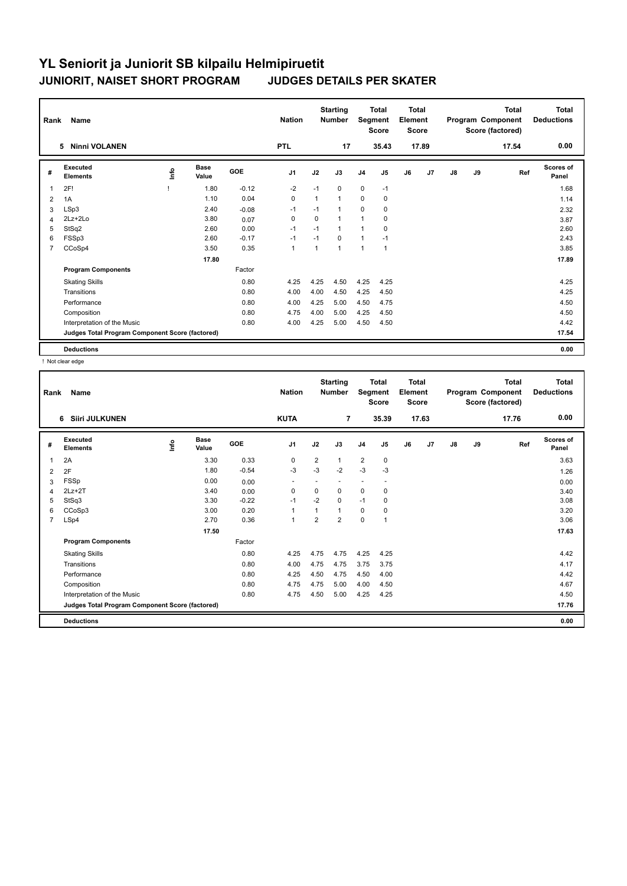# YL Seniorit ja Juniorit SB kilpailu Helmipiruetit

## JUNIORIT, NAISET SHORT PROGRAM JUDGES DETAILS PER SKATER

| Rank | Name | Nation | Starting Number | Total Segment Score | Total Element Score | Total Program Component Score (factored) | Total Deductions |
|---|---|---|---|---|---|---|---|
| 5 | Ninni VOLANEN | PTL | 17 | 35.43 | 17.89 | 17.54 | 0.00 |

| # | Executed Elements | Info | Base Value | GOE | J1 | J2 | J3 | J4 | J5 | J6 | J7 | J8 | J9 | Ref | Scores of Panel |
|---|---|---|---|---|---|---|---|---|---|---|---|---|---|---|---|
| 1 | 2F! | ! | 1.80 | -0.12 | -2 | -1 | 0 | 0 | -1 | | | | | | 1.68 |
| 2 | 1A | | 1.10 | 0.04 | 0 | 1 | 1 | 0 | 0 | | | | | | 1.14 |
| 3 | LSp3 | | 2.40 | -0.08 | -1 | -1 | 1 | 0 | 0 | | | | | | 2.32 |
| 4 | 2Lz+2Lo | | 3.80 | 0.07 | 0 | 0 | 1 | 1 | 0 | | | | | | 3.87 |
| 5 | StSq2 | | 2.60 | 0.00 | -1 | -1 | 1 | 1 | 0 | | | | | | 2.60 |
| 6 | FSSp3 | | 2.60 | -0.17 | -1 | -1 | 0 | 1 | -1 | | | | | | 2.43 |
| 7 | CCoSp4 | | 3.50 | 0.35 | 1 | 1 | 1 | 1 | 1 | | | | | | 3.85 |
| | | | 17.80 | | | | | | | | | | | | 17.89 |
| | **Program Components** | | | Factor | | | | | | | | | | | |
| | Skating Skills | | | 0.80 | 4.25 | 4.25 | 4.50 | 4.25 | 4.25 | | | | | | 4.25 |
| | Transitions | | | 0.80 | 4.00 | 4.00 | 4.50 | 4.25 | 4.50 | | | | | | 4.25 |
| | Performance | | | 0.80 | 4.00 | 4.25 | 5.00 | 4.50 | 4.75 | | | | | | 4.50 |
| | Composition | | | 0.80 | 4.75 | 4.00 | 5.00 | 4.25 | 4.50 | | | | | | 4.50 |
| | Interpretation of the Music | | | 0.80 | 4.00 | 4.25 | 5.00 | 4.50 | 4.50 | | | | | | 4.42 |
| | **Judges Total Program Component Score (factored)** | | | | | | | | | | | | | | 17.54 |
| | **Deductions** | | | | | | | | | | | | | | 0.00 |

! Not clear edge

| Rank | Name | Nation | Starting Number | Total Segment Score | Total Element Score | Total Program Component Score (factored) | Total Deductions |
|---|---|---|---|---|---|---|---|
| 6 | Siiri JULKUNEN | KUTA | 7 | 35.39 | 17.63 | 17.76 | 0.00 |

| # | Executed Elements | Info | Base Value | GOE | J1 | J2 | J3 | J4 | J5 | J6 | J7 | J8 | J9 | Ref | Scores of Panel |
|---|---|---|---|---|---|---|---|---|---|---|---|---|---|---|---|
| 1 | 2A | | 3.30 | 0.33 | 0 | 2 | 1 | 2 | 0 | | | | | | 3.63 |
| 2 | 2F | | 1.80 | -0.54 | -3 | -3 | -2 | -3 | -3 | | | | | | 1.26 |
| 3 | FSSp | | 0.00 | 0.00 | - | - | - | - | - | | | | | | 0.00 |
| 4 | 2Lz+2T | | 3.40 | 0.00 | 0 | 0 | 0 | 0 | 0 | | | | | | 3.40 |
| 5 | StSq3 | | 3.30 | -0.22 | -1 | -2 | 0 | -1 | 0 | | | | | | 3.08 |
| 6 | CCoSp3 | | 3.00 | 0.20 | 1 | 1 | 1 | 0 | 0 | | | | | | 3.20 |
| 7 | LSp4 | | 2.70 | 0.36 | 1 | 2 | 2 | 0 | 1 | | | | | | 3.06 |
| | | | 17.50 | | | | | | | | | | | | 17.63 |
| | **Program Components** | | | Factor | | | | | | | | | | | |
| | Skating Skills | | | 0.80 | 4.25 | 4.75 | 4.75 | 4.25 | 4.25 | | | | | | 4.42 |
| | Transitions | | | 0.80 | 4.00 | 4.75 | 4.75 | 3.75 | 3.75 | | | | | | 4.17 |
| | Performance | | | 0.80 | 4.25 | 4.50 | 4.75 | 4.50 | 4.00 | | | | | | 4.42 |
| | Composition | | | 0.80 | 4.75 | 4.75 | 5.00 | 4.00 | 4.50 | | | | | | 4.67 |
| | Interpretation of the Music | | | 0.80 | 4.75 | 4.50 | 5.00 | 4.25 | 4.25 | | | | | | 4.50 |
| | **Judges Total Program Component Score (factored)** | | | | | | | | | | | | | | 17.76 |
| | **Deductions** | | | | | | | | | | | | | | 0.00 |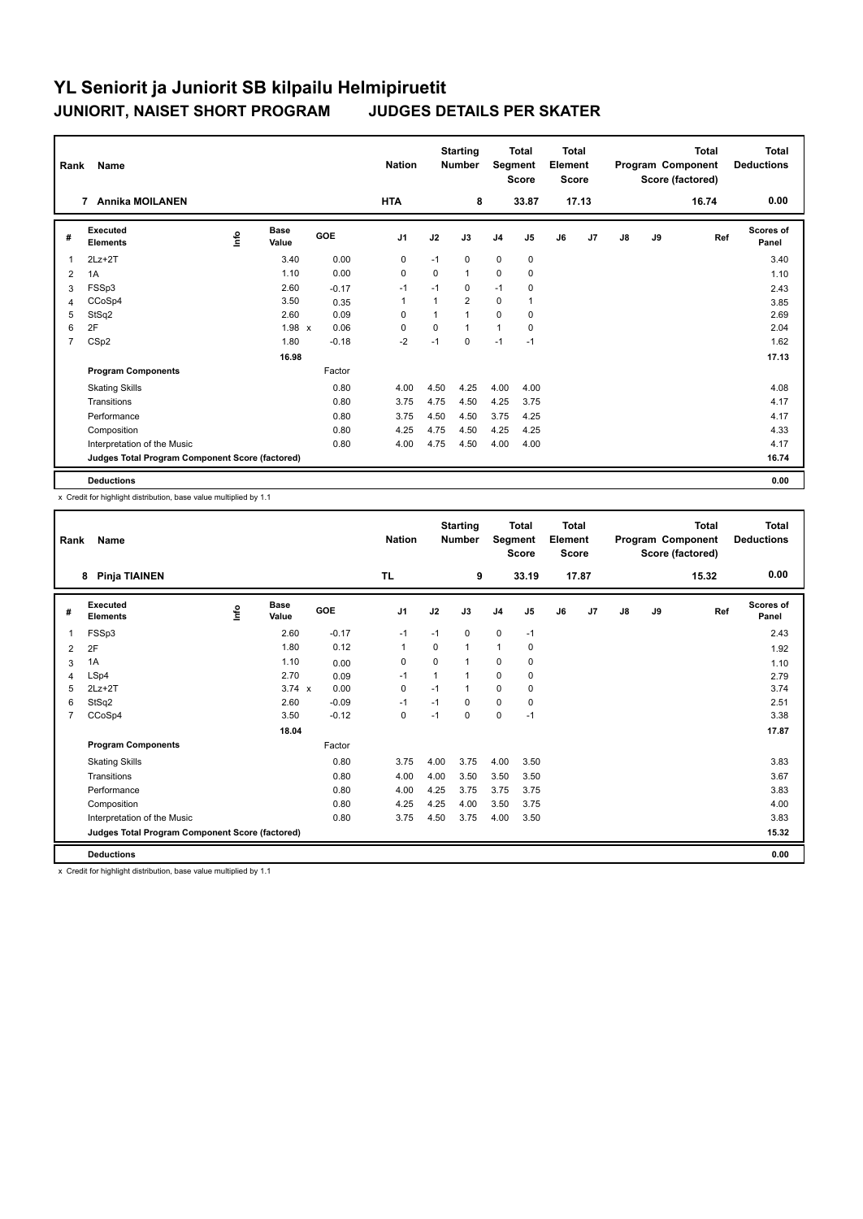# YL Seniorit ja Juniorit SB kilpailu Helmipiruetit

## JUNIORIT, NAISET SHORT PROGRAM JUDGES DETAILS PER SKATER

| Rank | Name | Nation | Starting Number | Total Segment Score | Total Element Score | Total Program Component Score (factored) | Total Deductions |
|---|---|---|---|---|---|---|---|
| 7 | Annika MOILANEN | HTA | 8 | 33.87 | 17.13 | 16.74 | 0.00 |

| # | Executed Elements | Info | Base Value | GOE | J1 | J2 | J3 | J4 | J5 | J6 | J7 | J8 | J9 | Ref | Scores of Panel |
|---|---|---|---|---|---|---|---|---|---|---|---|---|---|---|---|
| 1 | 2Lz+2T | | 3.40 | 0.00 | 0 | -1 | 0 | 0 | 0 | | | | | | 3.40 |
| 2 | 1A | | 1.10 | 0.00 | 0 | 0 | 1 | 0 | 0 | | | | | | 1.10 |
| 3 | FSSp3 | | 2.60 | -0.17 | -1 | -1 | 0 | -1 | 0 | | | | | | 2.43 |
| 4 | CCoSp4 | | 3.50 | 0.35 | 1 | 1 | 2 | 0 | 1 | | | | | | 3.85 |
| 5 | StSq2 | | 2.60 | 0.09 | 0 | 1 | 1 | 0 | 0 | | | | | | 2.69 |
| 6 | 2F | | 1.98 x | 0.06 | 0 | 0 | 1 | 1 | 0 | | | | | | 2.04 |
| 7 | CSp2 | | 1.80 | -0.18 | -2 | -1 | 0 | -1 | -1 | | | | | | 1.62 |
| | | | 16.98 | | | | | | | | | | | | 17.13 |
| | **Program Components** | | | Factor | | | | | | | | | | | |
| | Skating Skills | | | 0.80 | 4.00 | 4.50 | 4.25 | 4.00 | 4.00 | | | | | | 4.08 |
| | Transitions | | | 0.80 | 3.75 | 4.75 | 4.50 | 4.25 | 3.75 | | | | | | 4.17 |
| | Performance | | | 0.80 | 3.75 | 4.50 | 4.50 | 3.75 | 4.25 | | | | | | 4.17 |
| | Composition | | | 0.80 | 4.25 | 4.75 | 4.50 | 4.25 | 4.25 | | | | | | 4.33 |
| | Interpretation of the Music | | | 0.80 | 4.00 | 4.75 | 4.50 | 4.00 | 4.00 | | | | | | 4.17 |
| | **Judges Total Program Component Score (factored)** | | | | | | | | | | | | | | 16.74 |
| | **Deductions** | | | | | | | | | | | | | | 0.00 |

x Credit for highlight distribution, base value multiplied by 1.1

| Rank | Name | Nation | Starting Number | Total Segment Score | Total Element Score | Total Program Component Score (factored) | Total Deductions |
|---|---|---|---|---|---|---|---|
| 8 | Pinja TIAINEN | TL | 9 | 33.19 | 17.87 | 15.32 | 0.00 |

| # | Executed Elements | Info | Base Value | GOE | J1 | J2 | J3 | J4 | J5 | J6 | J7 | J8 | J9 | Ref | Scores of Panel |
|---|---|---|---|---|---|---|---|---|---|---|---|---|---|---|---|
| 1 | FSSp3 | | 2.60 | -0.17 | -1 | -1 | 0 | 0 | -1 | | | | | | 2.43 |
| 2 | 2F | | 1.80 | 0.12 | 1 | 0 | 1 | 1 | 0 | | | | | | 1.92 |
| 3 | 1A | | 1.10 | 0.00 | 0 | 0 | 1 | 0 | 0 | | | | | | 1.10 |
| 4 | LSp4 | | 2.70 | 0.09 | -1 | 1 | 1 | 0 | 0 | | | | | | 2.79 |
| 5 | 2Lz+2T | | 3.74 x | 0.00 | 0 | -1 | 1 | 0 | 0 | | | | | | 3.74 |
| 6 | StSq2 | | 2.60 | -0.09 | -1 | -1 | 0 | 0 | 0 | | | | | | 2.51 |
| 7 | CCoSp4 | | 3.50 | -0.12 | 0 | -1 | 0 | 0 | -1 | | | | | | 3.38 |
| | | | 18.04 | | | | | | | | | | | | 17.87 |
| | **Program Components** | | | Factor | | | | | | | | | | | |
| | Skating Skills | | | 0.80 | 3.75 | 4.00 | 3.75 | 4.00 | 3.50 | | | | | | 3.83 |
| | Transitions | | | 0.80 | 4.00 | 4.00 | 3.50 | 3.50 | 3.50 | | | | | | 3.67 |
| | Performance | | | 0.80 | 4.00 | 4.25 | 3.75 | 3.75 | 3.75 | | | | | | 3.83 |
| | Composition | | | 0.80 | 4.25 | 4.25 | 4.00 | 3.50 | 3.75 | | | | | | 4.00 |
| | Interpretation of the Music | | | 0.80 | 3.75 | 4.50 | 3.75 | 4.00 | 3.50 | | | | | | 3.83 |
| | **Judges Total Program Component Score (factored)** | | | | | | | | | | | | | | 15.32 |
| | **Deductions** | | | | | | | | | | | | | | 0.00 |

x Credit for highlight distribution, base value multiplied by 1.1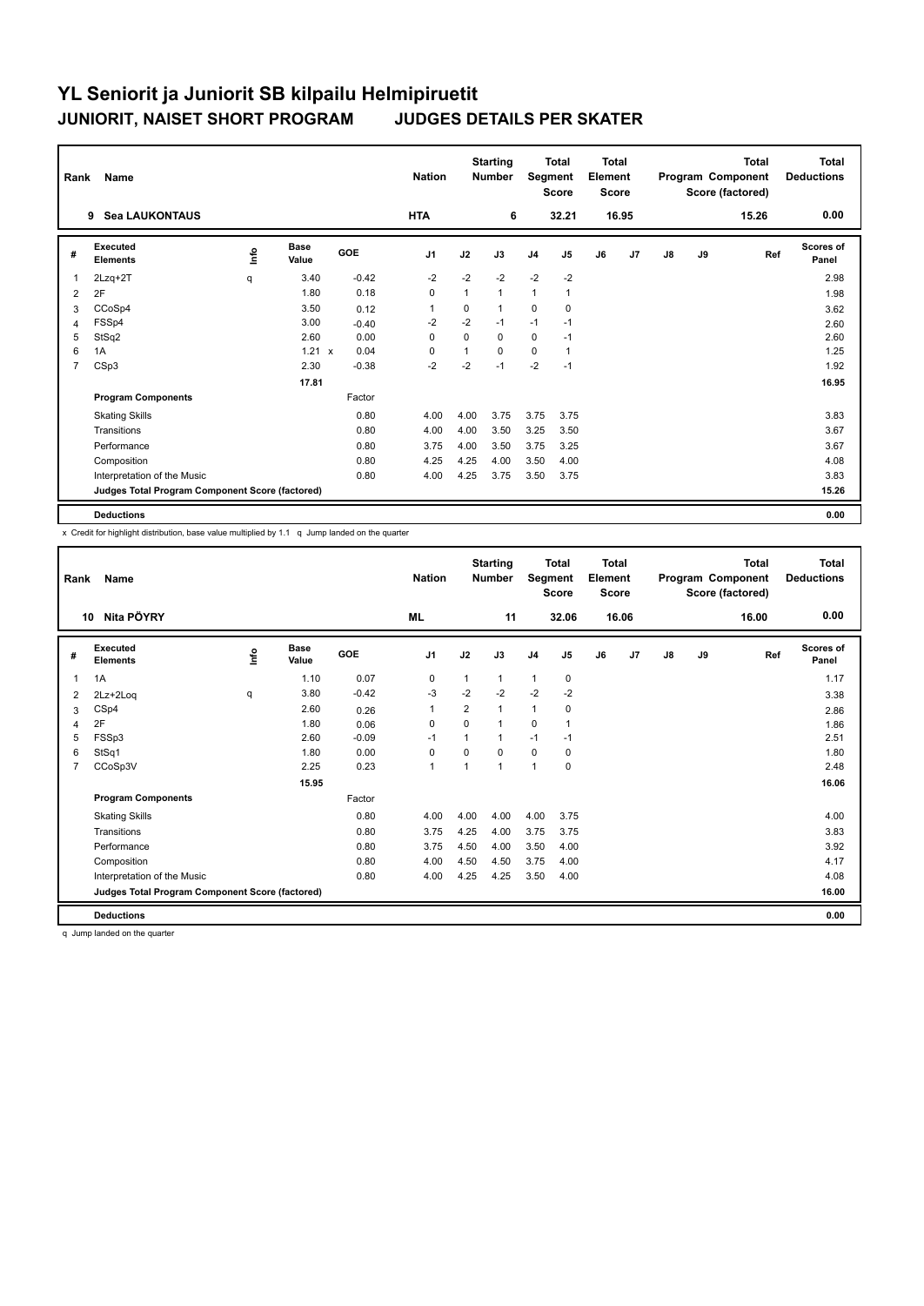# YL Seniorit ja Juniorit SB kilpailu Helmipiruetit

## JUNIORIT, NAISET SHORT PROGRAM JUDGES DETAILS PER SKATER

| Rank | Name | Nation | Starting Number | Total Segment Score | Total Element Score | Total Program Component Score (factored) | Total Deductions |
|---|---|---|---|---|---|---|---|
| 9 | Sea LAUKONTAUS | HTA | 6 | 32.21 | 16.95 | 15.26 | 0.00 |

| # | Executed Elements | Info | Base Value | | GOE | J1 | J2 | J3 | J4 | J5 | J6 | J7 | J8 | J9 | Ref | Scores of Panel |
|---|---|---|---|---|---|---|---|---|---|---|---|---|---|---|---|---|
| 1 | 2Lzq+2T | q | 3.40 | | -0.42 | -2 | -2 | -2 | -2 | -2 | | | | | | 2.98 |
| 2 | 2F | | 1.80 | | 0.18 | 0 | 1 | 1 | 1 | 1 | | | | | | 1.98 |
| 3 | CCoSp4 | | 3.50 | | 0.12 | 1 | 0 | 1 | 0 | 0 | | | | | | 3.62 |
| 4 | FSSp4 | | 3.00 | | -0.40 | -2 | -2 | -1 | -1 | -1 | | | | | | 2.60 |
| 5 | StSq2 | | 2.60 | | 0.00 | 0 | 0 | 0 | 0 | -1 | | | | | | 2.60 |
| 6 | 1A | | 1.21 | x | 0.04 | 0 | 1 | 0 | 0 | 1 | | | | | | 1.25 |
| 7 | CSp3 | | 2.30 | | -0.38 | -2 | -2 | -1 | -2 | -1 | | | | | | 1.92 |
| | | | 17.81 | | | | | | | | | | | | | 16.95 |
| | **Program Components** | | | | Factor | | | | | | | | | | | |
| | Skating Skills | | | | 0.80 | 4.00 | 4.00 | 3.75 | 3.75 | 3.75 | | | | | | 3.83 |
| | Transitions | | | | 0.80 | 4.00 | 4.00 | 3.50 | 3.25 | 3.50 | | | | | | 3.67 |
| | Performance | | | | 0.80 | 3.75 | 4.00 | 3.50 | 3.75 | 3.25 | | | | | | 3.67 |
| | Composition | | | | 0.80 | 4.25 | 4.25 | 4.00 | 3.50 | 4.00 | | | | | | 4.08 |
| | Interpretation of the Music | | | | 0.80 | 4.00 | 4.25 | 3.75 | 3.50 | 3.75 | | | | | | 3.83 |
| | **Judges Total Program Component Score (factored)** | | | | | | | | | | | | | | | 15.26 |
| | **Deductions** | | | | | | | | | | | | | | | 0.00 |

x Credit for highlight distribution, base value multiplied by 1.1 q Jump landed on the quarter

| Rank | Name | Nation | Starting Number | Total Segment Score | Total Element Score | Total Program Component Score (factored) | Total Deductions |
|---|---|---|---|---|---|---|---|
| 10 | Nita PÖYRY | ML | 11 | 32.06 | 16.06 | 16.00 | 0.00 |

| # | Executed Elements | Info | Base Value | GOE | J1 | J2 | J3 | J4 | J5 | J6 | J7 | J8 | J9 | Ref | Scores of Panel |
|---|---|---|---|---|---|---|---|---|---|---|---|---|---|---|---|
| 1 | 1A | | 1.10 | 0.07 | 0 | 1 | 1 | 1 | 0 | | | | | | 1.17 |
| 2 | 2Lz+2Loq | q | 3.80 | -0.42 | -3 | -2 | -2 | -2 | -2 | | | | | | 3.38 |
| 3 | CSp4 | | 2.60 | 0.26 | 1 | 2 | 1 | 1 | 0 | | | | | | 2.86 |
| 4 | 2F | | 1.80 | 0.06 | 0 | 0 | 1 | 0 | 1 | | | | | | 1.86 |
| 5 | FSSp3 | | 2.60 | -0.09 | -1 | 1 | 1 | -1 | -1 | | | | | | 2.51 |
| 6 | StSq1 | | 1.80 | 0.00 | 0 | 0 | 0 | 0 | 0 | | | | | | 1.80 |
| 7 | CCoSp3V | | 2.25 | 0.23 | 1 | 1 | 1 | 1 | 0 | | | | | | 2.48 |
| | | | 15.95 | | | | | | | | | | | | 16.06 |
| | **Program Components** | | | Factor | | | | | | | | | | | |
| | Skating Skills | | | 0.80 | 4.00 | 4.00 | 4.00 | 4.00 | 3.75 | | | | | | 4.00 |
| | Transitions | | | 0.80 | 3.75 | 4.25 | 4.00 | 3.75 | 3.75 | | | | | | 3.83 |
| | Performance | | | 0.80 | 3.75 | 4.50 | 4.00 | 3.50 | 4.00 | | | | | | 3.92 |
| | Composition | | | 0.80 | 4.00 | 4.50 | 4.50 | 3.75 | 4.00 | | | | | | 4.17 |
| | Interpretation of the Music | | | 0.80 | 4.00 | 4.25 | 4.25 | 3.50 | 4.00 | | | | | | 4.08 |
| | **Judges Total Program Component Score (factored)** | | | | | | | | | | | | | | 16.00 |
| | **Deductions** | | | | | | | | | | | | | | 0.00 |

q Jump landed on the quarter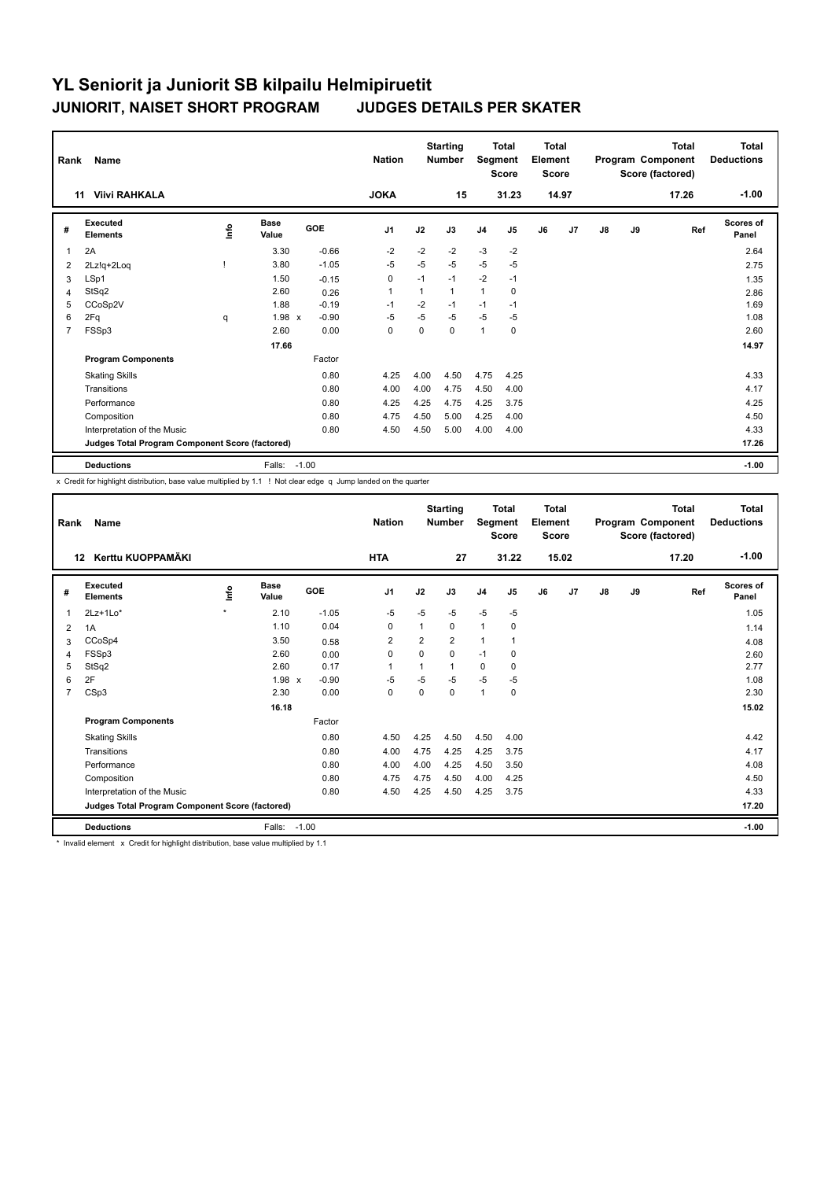# YL Seniorit ja Juniorit SB kilpailu Helmipiruetit

## JUNIORIT, NAISET SHORT PROGRAM JUDGES DETAILS PER SKATER

| Rank | Name | Nation | Starting Number | Total Segment Score | Total Element Score | Total Program Component Score (factored) | Total Deductions |
|---|---|---|---|---|---|---|---|
| 11 | Viivi RAHKALA | JOKA | 15 | 31.23 | 14.97 | 17.26 | -1.00 |

| # | Executed Elements | Info | Base Value | | GOE | J1 | J2 | J3 | J4 | J5 | J6 | J7 | J8 | J9 | Ref | Scores of Panel |
|---|---|---|---|---|---|---|---|---|---|---|---|---|---|---|---|---|
| 1 | 2A | | 3.30 | | -0.66 | -2 | -2 | -2 | -3 | -2 | | | | | | 2.64 |
| 2 | 2Lz!q+2Loq | ! | 3.80 | | -1.05 | -5 | -5 | -5 | -5 | -5 | | | | | | 2.75 |
| 3 | LSp1 | | 1.50 | | -0.15 | 0 | -1 | -1 | -2 | -1 | | | | | | 1.35 |
| 4 | StSq2 | | 2.60 | | 0.26 | 1 | 1 | 1 | 1 | 0 | | | | | | 2.86 |
| 5 | CCoSp2V | | 1.88 | | -0.19 | -1 | -2 | -1 | -1 | -1 | | | | | | 1.69 |
| 6 | 2Fq | q | 1.98 | x | -0.90 | -5 | -5 | -5 | -5 | -5 | | | | | | 1.08 |
| 7 | FSSp3 | | 2.60 | | 0.00 | 0 | 0 | 0 | 1 | 0 | | | | | | 2.60 |
| | | | 17.66 | | | | | | | | | | | | | 14.97 |
| | **Program Components** | | | | Factor | | | | | | | | | | | |
| | Skating Skills | | | | 0.80 | 4.25 | 4.00 | 4.50 | 4.75 | 4.25 | | | | | | 4.33 |
| | Transitions | | | | 0.80 | 4.00 | 4.00 | 4.75 | 4.50 | 4.00 | | | | | | 4.17 |
| | Performance | | | | 0.80 | 4.25 | 4.25 | 4.75 | 4.25 | 3.75 | | | | | | 4.25 |
| | Composition | | | | 0.80 | 4.75 | 4.50 | 5.00 | 4.25 | 4.00 | | | | | | 4.50 |
| | Interpretation of the Music | | | | 0.80 | 4.50 | 4.50 | 5.00 | 4.00 | 4.00 | | | | | | 4.33 |
| | **Judges Total Program Component Score (factored)** | | | | | | | | | | | | | | | 17.26 |
| | **Deductions** | | Falls: | | -1.00 | | | | | | | | | | | -1.00 |

x Credit for highlight distribution, base value multiplied by 1.1 ! Not clear edge q Jump landed on the quarter

| Rank | Name | Nation | Starting Number | Total Segment Score | Total Element Score | Total Program Component Score (factored) | Total Deductions |
|---|---|---|---|---|---|---|---|
| 12 | Kerttu KUOPPAMÄKI | HTA | 27 | 31.22 | 15.02 | 17.20 | -1.00 |

| # | Executed Elements | Info | Base Value | | GOE | J1 | J2 | J3 | J4 | J5 | J6 | J7 | J8 | J9 | Ref | Scores of Panel |
|---|---|---|---|---|---|---|---|---|---|---|---|---|---|---|---|---|
| 1 | 2Lz+1Lo* | * | 2.10 | | -1.05 | -5 | -5 | -5 | -5 | -5 | | | | | | 1.05 |
| 2 | 1A | | 1.10 | | 0.04 | 0 | 1 | 0 | 1 | 0 | | | | | | 1.14 |
| 3 | CCoSp4 | | 3.50 | | 0.58 | 2 | 2 | 2 | 1 | 1 | | | | | | 4.08 |
| 4 | FSSp3 | | 2.60 | | 0.00 | 0 | 0 | 0 | -1 | 0 | | | | | | 2.60 |
| 5 | StSq2 | | 2.60 | | 0.17 | 1 | 1 | 1 | 0 | 0 | | | | | | 2.77 |
| 6 | 2F | | 1.98 | x | -0.90 | -5 | -5 | -5 | -5 | -5 | | | | | | 1.08 |
| 7 | CSp3 | | 2.30 | | 0.00 | 0 | 0 | 0 | 1 | 0 | | | | | | 2.30 |
| | | | 16.18 | | | | | | | | | | | | | 15.02 |
| | **Program Components** | | | | Factor | | | | | | | | | | | |
| | Skating Skills | | | | 0.80 | 4.50 | 4.25 | 4.50 | 4.50 | 4.00 | | | | | | 4.42 |
| | Transitions | | | | 0.80 | 4.00 | 4.75 | 4.25 | 4.25 | 3.75 | | | | | | 4.17 |
| | Performance | | | | 0.80 | 4.00 | 4.00 | 4.25 | 4.50 | 3.50 | | | | | | 4.08 |
| | Composition | | | | 0.80 | 4.75 | 4.75 | 4.50 | 4.00 | 4.25 | | | | | | 4.50 |
| | Interpretation of the Music | | | | 0.80 | 4.50 | 4.25 | 4.50 | 4.25 | 3.75 | | | | | | 4.33 |
| | **Judges Total Program Component Score (factored)** | | | | | | | | | | | | | | | 17.20 |
| | **Deductions** | | Falls: | | -1.00 | | | | | | | | | | | -1.00 |

* Invalid element x Credit for highlight distribution, base value multiplied by 1.1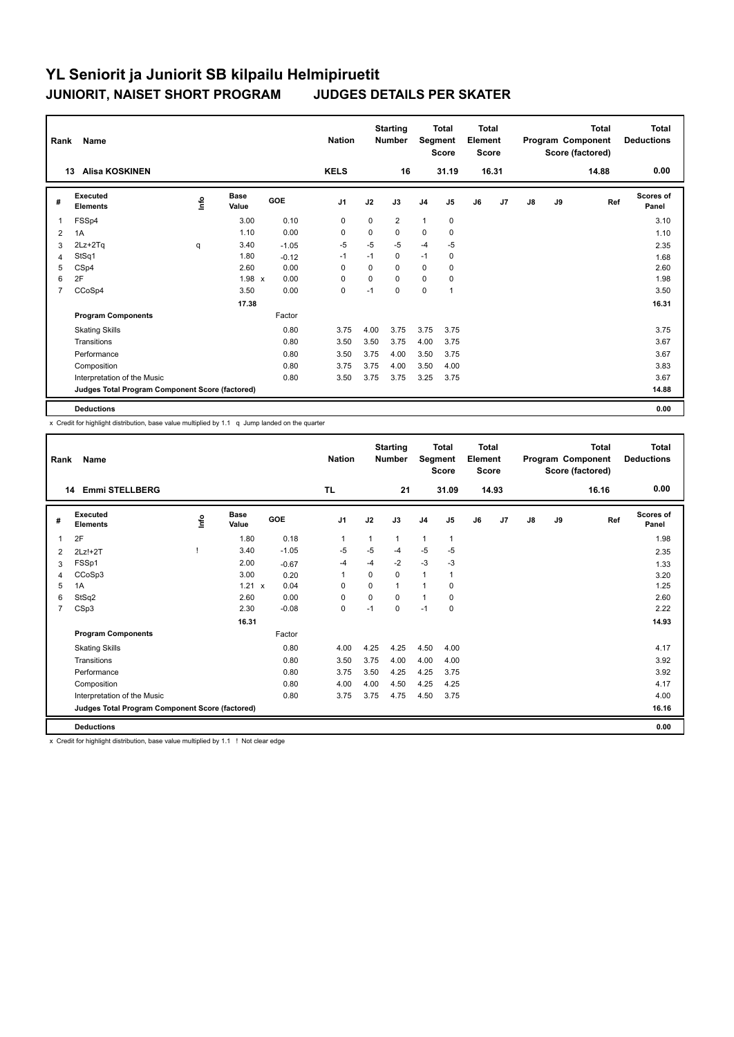# YL Seniorit ja Juniorit SB kilpailu Helmipiruetit

## JUNIORIT, NAISET SHORT PROGRAM JUDGES DETAILS PER SKATER

| Rank | Name | Nation | Starting Number | Total Segment Score | Total Element Score | Total Program Component Score (factored) | Total Deductions |
|---|---|---|---|---|---|---|---|
| 13 | Alisa KOSKINEN | KELS | 16 | 31.19 | 16.31 | 14.88 | 0.00 |

| # | Executed Elements | Info | Base Value | | GOE | J1 | J2 | J3 | J4 | J5 | J6 | J7 | J8 | J9 | Ref | Scores of Panel |
|---|---|---|---|---|---|---|---|---|---|---|---|---|---|---|---|---|
| 1 | FSSp4 | | 3.00 | | 0.10 | 0 | 0 | 2 | 1 | 0 | | | | | | 3.10 |
| 2 | 1A | | 1.10 | | 0.00 | 0 | 0 | 0 | 0 | 0 | | | | | | 1.10 |
| 3 | 2Lz+2Tq | q | 3.40 | | -1.05 | -5 | -5 | -5 | -4 | -5 | | | | | | 2.35 |
| 4 | StSq1 | | 1.80 | | -0.12 | -1 | -1 | 0 | -1 | 0 | | | | | | 1.68 |
| 5 | CSp4 | | 2.60 | | 0.00 | 0 | 0 | 0 | 0 | 0 | | | | | | 2.60 |
| 6 | 2F | | 1.98 | x | 0.00 | 0 | 0 | 0 | 0 | 0 | | | | | | 1.98 |
| 7 | CCoSp4 | | 3.50 | | 0.00 | 0 | -1 | 0 | 0 | 1 | | | | | | 3.50 |
| | | | 17.38 | | | | | | | | | | | | | 16.31 |
| | **Program Components** | | | | Factor | | | | | | | | | | | |
| | Skating Skills | | | | 0.80 | 3.75 | 4.00 | 3.75 | 3.75 | 3.75 | | | | | | 3.75 |
| | Transitions | | | | 0.80 | 3.50 | 3.50 | 3.75 | 4.00 | 3.75 | | | | | | 3.67 |
| | Performance | | | | 0.80 | 3.50 | 3.75 | 4.00 | 3.50 | 3.75 | | | | | | 3.67 |
| | Composition | | | | 0.80 | 3.75 | 3.75 | 4.00 | 3.50 | 4.00 | | | | | | 3.83 |
| | Interpretation of the Music | | | | 0.80 | 3.50 | 3.75 | 3.75 | 3.25 | 3.75 | | | | | | 3.67 |
| | **Judges Total Program Component Score (factored)** | | | | | | | | | | | | | | | 14.88 |
| | **Deductions** | | | | | | | | | | | | | | | 0.00 |

x Credit for highlight distribution, base value multiplied by 1.1 q Jump landed on the quarter

| Rank | Name | Nation | Starting Number | Total Segment Score | Total Element Score | Total Program Component Score (factored) | Total Deductions |
|---|---|---|---|---|---|---|---|
| 14 | Emmi STELLBERG | TL | 21 | 31.09 | 14.93 | 16.16 | 0.00 |

| # | Executed Elements | Info | Base Value | | GOE | J1 | J2 | J3 | J4 | J5 | J6 | J7 | J8 | J9 | Ref | Scores of Panel |
|---|---|---|---|---|---|---|---|---|---|---|---|---|---|---|---|---|
| 1 | 2F | | 1.80 | | 0.18 | 1 | 1 | 1 | 1 | 1 | | | | | | 1.98 |
| 2 | 2Lz!+2T | ! | 3.40 | | -1.05 | -5 | -5 | -4 | -5 | -5 | | | | | | 2.35 |
| 3 | FSSp1 | | 2.00 | | -0.67 | -4 | -4 | -2 | -3 | -3 | | | | | | 1.33 |
| 4 | CCoSp3 | | 3.00 | | 0.20 | 1 | 0 | 0 | 1 | 1 | | | | | | 3.20 |
| 5 | 1A | | 1.21 | x | 0.04 | 0 | 0 | 1 | 1 | 0 | | | | | | 1.25 |
| 6 | StSq2 | | 2.60 | | 0.00 | 0 | 0 | 0 | 1 | 0 | | | | | | 2.60 |
| 7 | CSp3 | | 2.30 | | -0.08 | 0 | -1 | 0 | -1 | 0 | | | | | | 2.22 |
| | | | 16.31 | | | | | | | | | | | | | 14.93 |
| | **Program Components** | | | | Factor | | | | | | | | | | | |
| | Skating Skills | | | | 0.80 | 4.00 | 4.25 | 4.25 | 4.50 | 4.00 | | | | | | 4.17 |
| | Transitions | | | | 0.80 | 3.50 | 3.75 | 4.00 | 4.00 | 4.00 | | | | | | 3.92 |
| | Performance | | | | 0.80 | 3.75 | 3.50 | 4.25 | 4.25 | 3.75 | | | | | | 3.92 |
| | Composition | | | | 0.80 | 4.00 | 4.00 | 4.50 | 4.25 | 4.25 | | | | | | 4.17 |
| | Interpretation of the Music | | | | 0.80 | 3.75 | 3.75 | 4.75 | 4.50 | 3.75 | | | | | | 4.00 |
| | **Judges Total Program Component Score (factored)** | | | | | | | | | | | | | | | 16.16 |
| | **Deductions** | | | | | | | | | | | | | | | 0.00 |

x Credit for highlight distribution, base value multiplied by 1.1 ! Not clear edge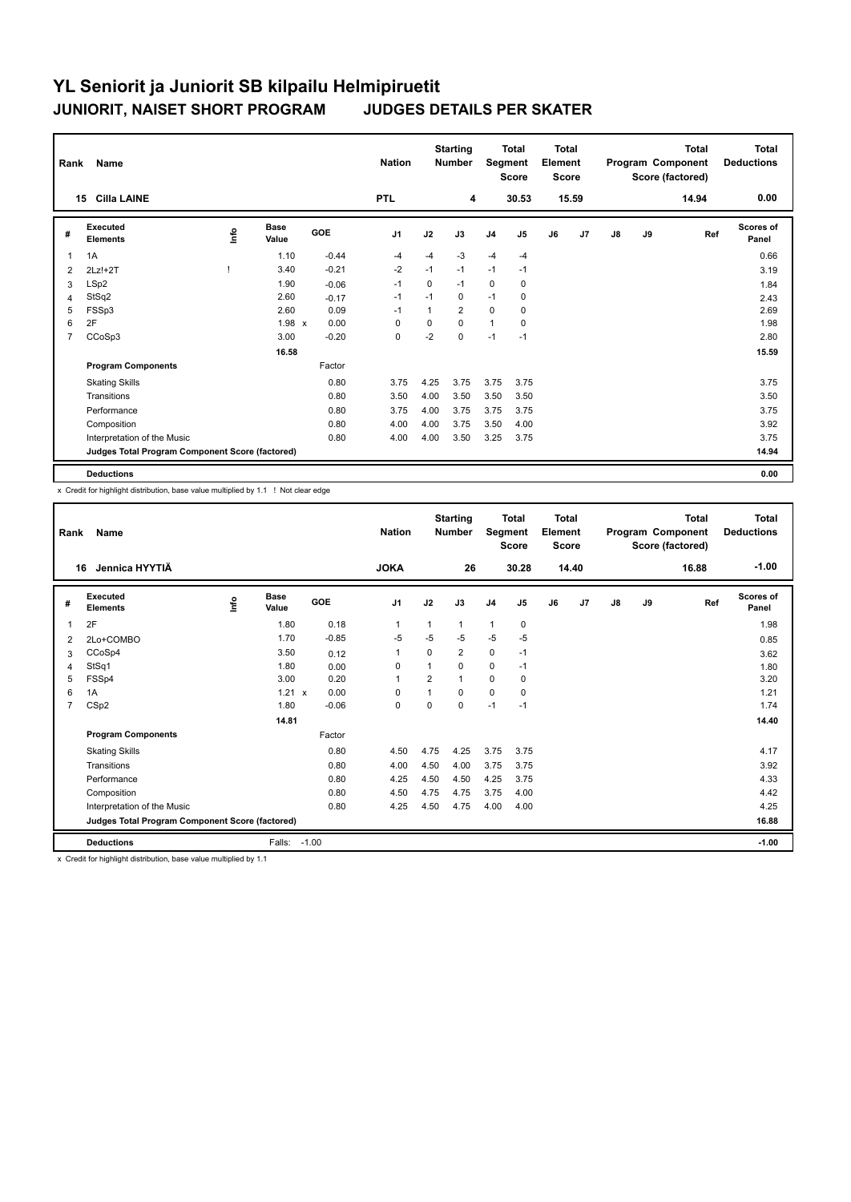# YL Seniorit ja Juniorit SB kilpailu Helmipiruetit

## JUNIORIT, NAISET SHORT PROGRAM JUDGES DETAILS PER SKATER

| Rank | Name | Nation | Starting Number | Total Segment Score | Total Element Score | Total Program Component Score (factored) | Total Deductions |
|---|---|---|---|---|---|---|---|
| 15 | Cilla LAINE | PTL | 4 | 30.53 | 15.59 | 14.94 | 0.00 |

| # | Executed Elements | Info | Base Value | | GOE | J1 | J2 | J3 | J4 | J5 | J6 | J7 | J8 | J9 | Ref | Scores of Panel |
|---|---|---|---|---|---|---|---|---|---|---|---|---|---|---|---|---|
| 1 | 1A | | 1.10 | | -0.44 | -4 | -4 | -3 | -4 | -4 | | | | | | 0.66 |
| 2 | 2Lz!+2T | ! | 3.40 | | -0.21 | -2 | -1 | -1 | -1 | -1 | | | | | | 3.19 |
| 3 | LSp2 | | 1.90 | | -0.06 | -1 | 0 | -1 | 0 | 0 | | | | | | 1.84 |
| 4 | StSq2 | | 2.60 | | -0.17 | -1 | -1 | 0 | -1 | 0 | | | | | | 2.43 |
| 5 | FSSp3 | | 2.60 | | 0.09 | -1 | 1 | 2 | 0 | 0 | | | | | | 2.69 |
| 6 | 2F | | 1.98 | x | 0.00 | 0 | 0 | 0 | 1 | 0 | | | | | | 1.98 |
| 7 | CCoSp3 | | 3.00 | | -0.20 | 0 | -2 | 0 | -1 | -1 | | | | | | 2.80 |
| | | | 16.58 | | | | | | | | | | | | | 15.59 |
| | **Program Components** | | | | Factor | | | | | | | | | | | |
| | Skating Skills | | | | 0.80 | 3.75 | 4.25 | 3.75 | 3.75 | 3.75 | | | | | | 3.75 |
| | Transitions | | | | 0.80 | 3.50 | 4.00 | 3.50 | 3.50 | 3.50 | | | | | | 3.50 |
| | Performance | | | | 0.80 | 3.75 | 4.00 | 3.75 | 3.75 | 3.75 | | | | | | 3.75 |
| | Composition | | | | 0.80 | 4.00 | 4.00 | 3.75 | 3.50 | 4.00 | | | | | | 3.92 |
| | Interpretation of the Music | | | | 0.80 | 4.00 | 4.00 | 3.50 | 3.25 | 3.75 | | | | | | 3.75 |
| | **Judges Total Program Component Score (factored)** | | | | | | | | | | | | | | | 14.94 |
| | **Deductions** | | | | | | | | | | | | | | | 0.00 |

x Credit for highlight distribution, base value multiplied by 1.1 ! Not clear edge

| Rank | Name | Nation | Starting Number | Total Segment Score | Total Element Score | Total Program Component Score (factored) | Total Deductions |
|---|---|---|---|---|---|---|---|
| 16 | Jennica HYYTIÄ | JOKA | 26 | 30.28 | 14.40 | 16.88 | -1.00 |

| # | Executed Elements | Info | Base Value | | GOE | J1 | J2 | J3 | J4 | J5 | J6 | J7 | J8 | J9 | Ref | Scores of Panel |
|---|---|---|---|---|---|---|---|---|---|---|---|---|---|---|---|---|
| 1 | 2F | | 1.80 | | 0.18 | 1 | 1 | 1 | 1 | 0 | | | | | | 1.98 |
| 2 | 2Lo+COMBO | | 1.70 | | -0.85 | -5 | -5 | -5 | -5 | -5 | | | | | | 0.85 |
| 3 | CCoSp4 | | 3.50 | | 0.12 | 1 | 0 | 2 | 0 | -1 | | | | | | 3.62 |
| 4 | StSq1 | | 1.80 | | 0.00 | 0 | 1 | 0 | 0 | -1 | | | | | | 1.80 |
| 5 | FSSp4 | | 3.00 | | 0.20 | 1 | 2 | 1 | 0 | 0 | | | | | | 3.20 |
| 6 | 1A | | 1.21 | x | 0.00 | 0 | 1 | 0 | 0 | 0 | | | | | | 1.21 |
| 7 | CSp2 | | 1.80 | | -0.06 | 0 | 0 | 0 | -1 | -1 | | | | | | 1.74 |
| | | | 14.81 | | | | | | | | | | | | | 14.40 |
| | **Program Components** | | | | Factor | | | | | | | | | | | |
| | Skating Skills | | | | 0.80 | 4.50 | 4.75 | 4.25 | 3.75 | 3.75 | | | | | | 4.17 |
| | Transitions | | | | 0.80 | 4.00 | 4.50 | 4.00 | 3.75 | 3.75 | | | | | | 3.92 |
| | Performance | | | | 0.80 | 4.25 | 4.50 | 4.50 | 4.25 | 3.75 | | | | | | 4.33 |
| | Composition | | | | 0.80 | 4.50 | 4.75 | 4.75 | 3.75 | 4.00 | | | | | | 4.42 |
| | Interpretation of the Music | | | | 0.80 | 4.25 | 4.50 | 4.75 | 4.00 | 4.00 | | | | | | 4.25 |
| | **Judges Total Program Component Score (factored)** | | | | | | | | | | | | | | | 16.88 |
| | **Deductions** | | Falls: | | -1.00 | | | | | | | | | | | -1.00 |

x Credit for highlight distribution, base value multiplied by 1.1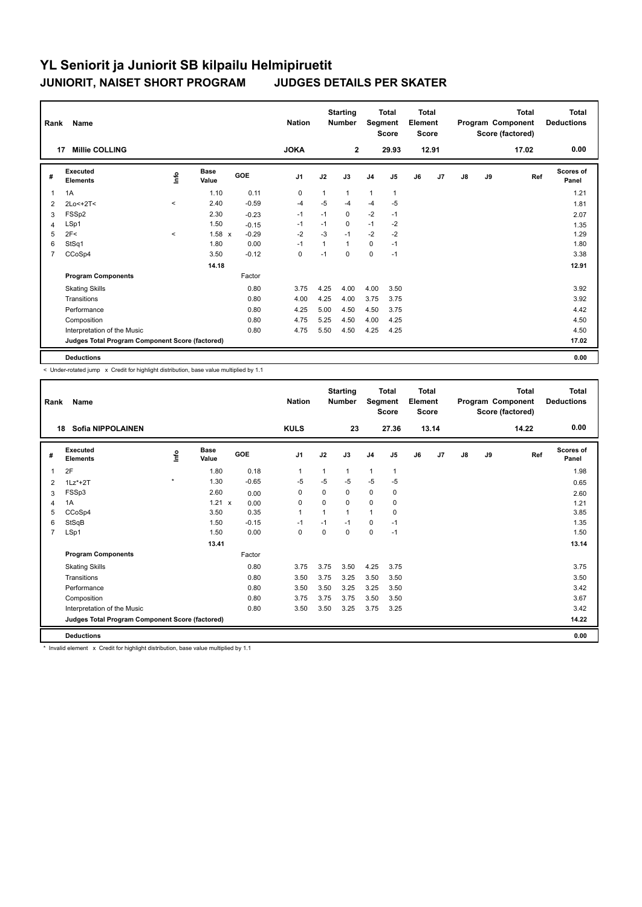# YL Seniorit ja Juniorit SB kilpailu Helmipiruetit

## JUNIORIT, NAISET SHORT PROGRAM JUDGES DETAILS PER SKATER

| Rank | Name | Nation | Starting Number | Total Segment Score | Total Element Score | Total Program Component Score (factored) | Total Deductions |
|---|---|---|---|---|---|---|---|
| 17 | Millie COLLING | JOKA | 2 | 29.93 | 12.91 | 17.02 | 0.00 |

| # | Executed Elements | Info | Base Value | | GOE | J1 | J2 | J3 | J4 | J5 | J6 | J7 | J8 | J9 | Ref | Scores of Panel |
|---|---|---|---|---|---|---|---|---|---|---|---|---|---|---|---|---|
| 1 | 1A | | 1.10 | | 0.11 | 0 | 1 | 1 | 1 | 1 | | | | | | 1.21 |
| 2 | 2Lo<+2T< | < | 2.40 | | -0.59 | -4 | -5 | -4 | -4 | -5 | | | | | | 1.81 |
| 3 | FSSp2 | | 2.30 | | -0.23 | -1 | -1 | 0 | -2 | -1 | | | | | | 2.07 |
| 4 | LSp1 | | 1.50 | | -0.15 | -1 | -1 | 0 | -1 | -2 | | | | | | 1.35 |
| 5 | 2F< | < | 1.58 | x | -0.29 | -2 | -3 | -1 | -2 | -2 | | | | | | 1.29 |
| 6 | StSq1 | | 1.80 | | 0.00 | -1 | 1 | 1 | 0 | -1 | | | | | | 1.80 |
| 7 | CCoSp4 | | 3.50 | | -0.12 | 0 | -1 | 0 | 0 | -1 | | | | | | 3.38 |
| | | | 14.18 | | | | | | | | | | | | | 12.91 |
| | **Program Components** | | | | Factor | | | | | | | | | | | |
| | Skating Skills | | | | 0.80 | 3.75 | 4.25 | 4.00 | 4.00 | 3.50 | | | | | | 3.92 |
| | Transitions | | | | 0.80 | 4.00 | 4.25 | 4.00 | 3.75 | 3.75 | | | | | | 3.92 |
| | Performance | | | | 0.80 | 4.25 | 5.00 | 4.50 | 4.50 | 3.75 | | | | | | 4.42 |
| | Composition | | | | 0.80 | 4.75 | 5.25 | 4.50 | 4.00 | 4.25 | | | | | | 4.50 |
| | Interpretation of the Music | | | | 0.80 | 4.75 | 5.50 | 4.50 | 4.25 | 4.25 | | | | | | 4.50 |
| | **Judges Total Program Component Score (factored)** | | | | | | | | | | | | | | | 17.02 |
| | **Deductions** | | | | | | | | | | | | | | | 0.00 |

< Under-rotated jump x Credit for highlight distribution, base value multiplied by 1.1

| Rank | Name | Nation | Starting Number | Total Segment Score | Total Element Score | Total Program Component Score (factored) | Total Deductions |
|---|---|---|---|---|---|---|---|
| 18 | Sofia NIPPOLAINEN | KULS | 23 | 27.36 | 13.14 | 14.22 | 0.00 |

| # | Executed Elements | Info | Base Value | | GOE | J1 | J2 | J3 | J4 | J5 | J6 | J7 | J8 | J9 | Ref | Scores of Panel |
|---|---|---|---|---|---|---|---|---|---|---|---|---|---|---|---|---|
| 1 | 2F | | 1.80 | | 0.18 | 1 | 1 | 1 | 1 | 1 | | | | | | 1.98 |
| 2 | 1Lz*+2T | * | 1.30 | | -0.65 | -5 | -5 | -5 | -5 | -5 | | | | | | 0.65 |
| 3 | FSSp3 | | 2.60 | | 0.00 | 0 | 0 | 0 | 0 | 0 | | | | | | 2.60 |
| 4 | 1A | | 1.21 | x | 0.00 | 0 | 0 | 0 | 0 | 0 | | | | | | 1.21 |
| 5 | CCoSp4 | | 3.50 | | 0.35 | 1 | 1 | 1 | 1 | 0 | | | | | | 3.85 |
| 6 | StSqB | | 1.50 | | -0.15 | -1 | -1 | -1 | 0 | -1 | | | | | | 1.35 |
| 7 | LSp1 | | 1.50 | | 0.00 | 0 | 0 | 0 | 0 | -1 | | | | | | 1.50 |
| | | | 13.41 | | | | | | | | | | | | | 13.14 |
| | **Program Components** | | | | Factor | | | | | | | | | | | |
| | Skating Skills | | | | 0.80 | 3.75 | 3.75 | 3.50 | 4.25 | 3.75 | | | | | | 3.75 |
| | Transitions | | | | 0.80 | 3.50 | 3.75 | 3.25 | 3.50 | 3.50 | | | | | | 3.50 |
| | Performance | | | | 0.80 | 3.50 | 3.50 | 3.25 | 3.25 | 3.50 | | | | | | 3.42 |
| | Composition | | | | 0.80 | 3.75 | 3.75 | 3.75 | 3.50 | 3.50 | | | | | | 3.67 |
| | Interpretation of the Music | | | | 0.80 | 3.50 | 3.50 | 3.25 | 3.75 | 3.25 | | | | | | 3.42 |
| | **Judges Total Program Component Score (factored)** | | | | | | | | | | | | | | | 14.22 |
| | **Deductions** | | | | | | | | | | | | | | | 0.00 |

* Invalid element x Credit for highlight distribution, base value multiplied by 1.1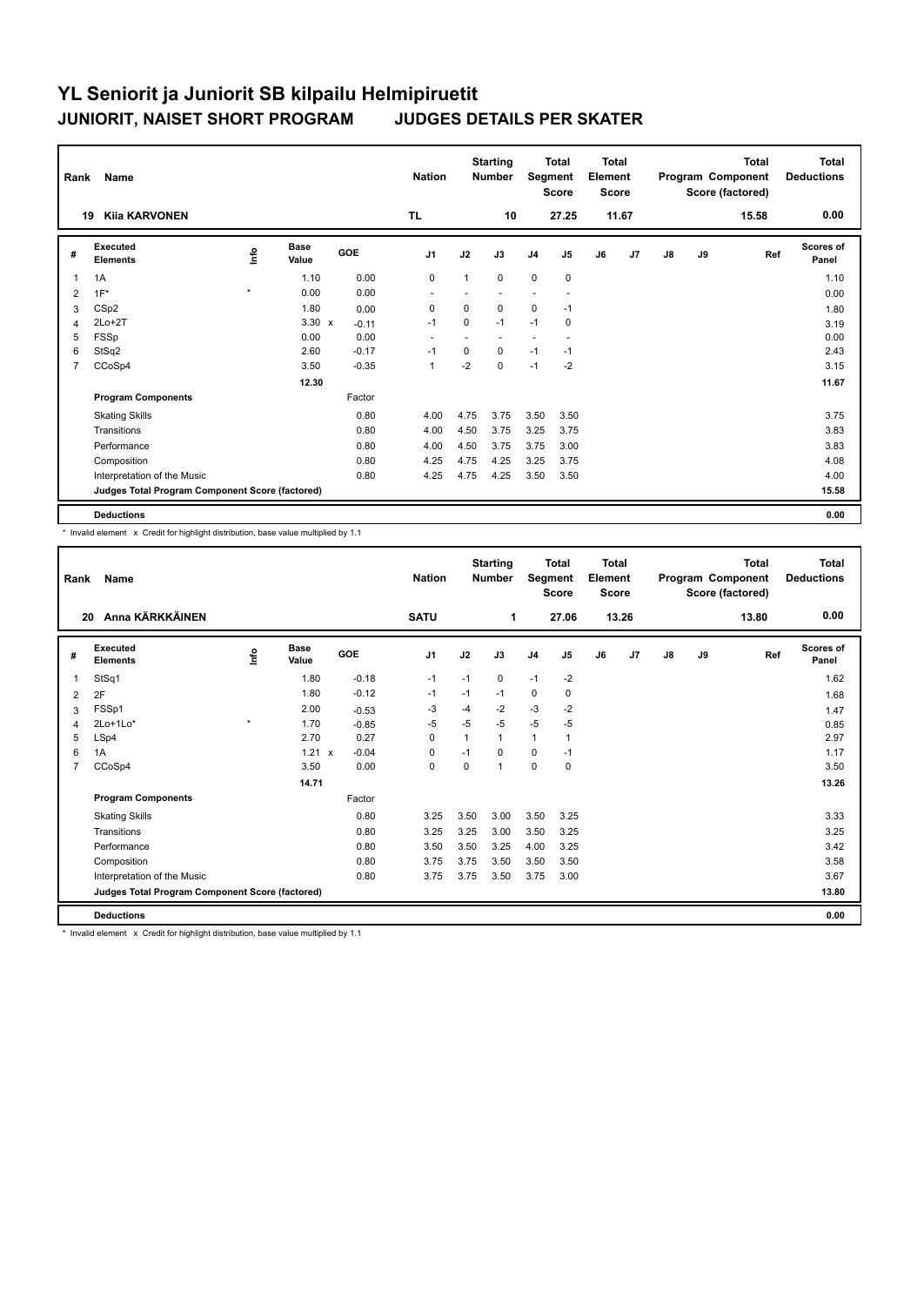# YL Seniorit ja Juniorit SB kilpailu Helmipiruetit

## JUNIORIT, NAISET SHORT PROGRAM JUDGES DETAILS PER SKATER

| Rank | Name | Nation | Starting Number | Total Segment Score | Total Element Score | Total Program Component Score (factored) | Total Deductions |
|---|---|---|---|---|---|---|---|
| 19 | Kiia KARVONEN | TL | 10 | 27.25 | 11.67 | 15.58 | 0.00 |

| # | Executed Elements | Info | Base Value | | GOE | J1 | J2 | J3 | J4 | J5 | J6 | J7 | J8 | J9 | Ref | Scores of Panel |
|---|---|---|---|---|---|---|---|---|---|---|---|---|---|---|---|---|
| 1 | 1A | | 1.10 | | 0.00 | 0 | 1 | 0 | 0 | 0 | | | | | | 1.10 |
| 2 | 1F* | * | 0.00 | | 0.00 | - | - | - | - | - | | | | | | 0.00 |
| 3 | CSp2 | | 1.80 | | 0.00 | 0 | 0 | 0 | 0 | -1 | | | | | | 1.80 |
| 4 | 2Lo+2T | | 3.30 | x | -0.11 | -1 | 0 | -1 | -1 | 0 | | | | | | 3.19 |
| 5 | FSSp | | 0.00 | | 0.00 | - | - | - | - | - | | | | | | 0.00 |
| 6 | StSq2 | | 2.60 | | -0.17 | -1 | 0 | 0 | -1 | -1 | | | | | | 2.43 |
| 7 | CCoSp4 | | 3.50 | | -0.35 | 1 | -2 | 0 | -1 | -2 | | | | | | 3.15 |
| | | | 12.30 | | | | | | | | | | | | | 11.67 |
| | **Program Components** | | | | Factor | | | | | | | | | | | |
| | Skating Skills | | | | 0.80 | 4.00 | 4.75 | 3.75 | 3.50 | 3.50 | | | | | | 3.75 |
| | Transitions | | | | 0.80 | 4.00 | 4.50 | 3.75 | 3.25 | 3.75 | | | | | | 3.83 |
| | Performance | | | | 0.80 | 4.00 | 4.50 | 3.75 | 3.75 | 3.00 | | | | | | 3.83 |
| | Composition | | | | 0.80 | 4.25 | 4.75 | 4.25 | 3.25 | 3.75 | | | | | | 4.08 |
| | Interpretation of the Music | | | | 0.80 | 4.25 | 4.75 | 4.25 | 3.50 | 3.50 | | | | | | 4.00 |
| | **Judges Total Program Component Score (factored)** | | | | | | | | | | | | | | | 15.58 |
| | **Deductions** | | | | | | | | | | | | | | | 0.00 |

\* Invalid element x Credit for highlight distribution, base value multiplied by 1.1

| Rank | Name | Nation | Starting Number | Total Segment Score | Total Element Score | Total Program Component Score (factored) | Total Deductions |
|---|---|---|---|---|---|---|---|
| 20 | Anna KÄRKKÄINEN | SATU | 1 | 27.06 | 13.26 | 13.80 | 0.00 |

| # | Executed Elements | Info | Base Value | | GOE | J1 | J2 | J3 | J4 | J5 | J6 | J7 | J8 | J9 | Ref | Scores of Panel |
|---|---|---|---|---|---|---|---|---|---|---|---|---|---|---|---|---|
| 1 | StSq1 | | 1.80 | | -0.18 | -1 | -1 | 0 | -1 | -2 | | | | | | 1.62 |
| 2 | 2F | | 1.80 | | -0.12 | -1 | -1 | -1 | 0 | 0 | | | | | | 1.68 |
| 3 | FSSp1 | | 2.00 | | -0.53 | -3 | -4 | -2 | -3 | -2 | | | | | | 1.47 |
| 4 | 2Lo+1Lo* | * | 1.70 | | -0.85 | -5 | -5 | -5 | -5 | -5 | | | | | | 0.85 |
| 5 | LSp4 | | 2.70 | | 0.27 | 0 | 1 | 1 | 1 | 1 | | | | | | 2.97 |
| 6 | 1A | | 1.21 | x | -0.04 | 0 | -1 | 0 | 0 | -1 | | | | | | 1.17 |
| 7 | CCoSp4 | | 3.50 | | 0.00 | 0 | 0 | 1 | 0 | 0 | | | | | | 3.50 |
| | | | 14.71 | | | | | | | | | | | | | 13.26 |
| | **Program Components** | | | | Factor | | | | | | | | | | | |
| | Skating Skills | | | | 0.80 | 3.25 | 3.50 | 3.00 | 3.50 | 3.25 | | | | | | 3.33 |
| | Transitions | | | | 0.80 | 3.25 | 3.25 | 3.00 | 3.50 | 3.25 | | | | | | 3.25 |
| | Performance | | | | 0.80 | 3.50 | 3.50 | 3.25 | 4.00 | 3.25 | | | | | | 3.42 |
| | Composition | | | | 0.80 | 3.75 | 3.75 | 3.50 | 3.50 | 3.50 | | | | | | 3.58 |
| | Interpretation of the Music | | | | 0.80 | 3.75 | 3.75 | 3.50 | 3.75 | 3.00 | | | | | | 3.67 |
| | **Judges Total Program Component Score (factored)** | | | | | | | | | | | | | | | 13.80 |
| | **Deductions** | | | | | | | | | | | | | | | 0.00 |

\* Invalid element x Credit for highlight distribution, base value multiplied by 1.1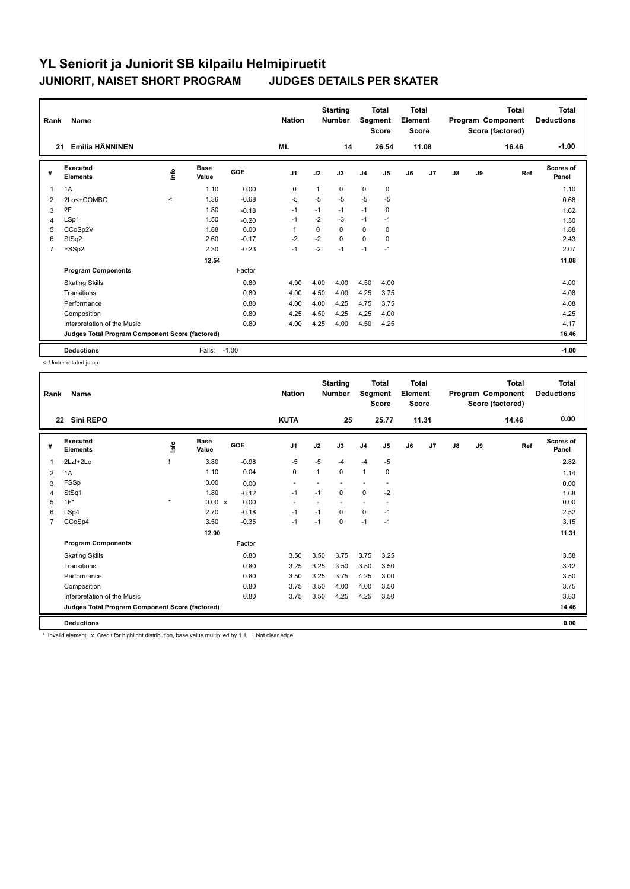# YL Seniorit ja Juniorit SB kilpailu Helmipiruetit

## JUNIORIT, NAISET SHORT PROGRAM JUDGES DETAILS PER SKATER

| Rank | Name | Nation | Starting Number | Total Segment Score | Total Element Score | Total Program Component Score (factored) | Total Deductions |
|---|---|---|---|---|---|---|---|
| 21 | Emilia HÄNNINEN | ML | 14 | 26.54 | 11.08 | 16.46 | -1.00 |

| # | Executed Elements | Info | Base Value | GOE | J1 | J2 | J3 | J4 | J5 | J6 | J7 | J8 | J9 | Ref | Scores of Panel |
|---|---|---|---|---|---|---|---|---|---|---|---|---|---|---|---|
| 1 | 1A | | 1.10 | 0.00 | 0 | 1 | 0 | 0 | 0 | | | | | | 1.10 |
| 2 | 2Lo<+COMBO | < | 1.36 | -0.68 | -5 | -5 | -5 | -5 | -5 | | | | | | 0.68 |
| 3 | 2F | | 1.80 | -0.18 | -1 | -1 | -1 | -1 | 0 | | | | | | 1.62 |
| 4 | LSp1 | | 1.50 | -0.20 | -1 | -2 | -3 | -1 | -1 | | | | | | 1.30 |
| 5 | CCoSp2V | | 1.88 | 0.00 | 1 | 0 | 0 | 0 | 0 | | | | | | 1.88 |
| 6 | StSq2 | | 2.60 | -0.17 | -2 | -2 | 0 | 0 | 0 | | | | | | 2.43 |
| 7 | FSSp2 | | 2.30 | -0.23 | -1 | -2 | -1 | -1 | -1 | | | | | | 2.07 |
| | | | 12.54 | | | | | | | | | | | | 11.08 |
| | **Program Components** | | | Factor | | | | | | | | | | | |
| | Skating Skills | | | 0.80 | 4.00 | 4.00 | 4.00 | 4.50 | 4.00 | | | | | | 4.00 |
| | Transitions | | | 0.80 | 4.00 | 4.50 | 4.00 | 4.25 | 3.75 | | | | | | 4.08 |
| | Performance | | | 0.80 | 4.00 | 4.00 | 4.25 | 4.75 | 3.75 | | | | | | 4.08 |
| | Composition | | | 0.80 | 4.25 | 4.50 | 4.25 | 4.25 | 4.00 | | | | | | 4.25 |
| | Interpretation of the Music | | | 0.80 | 4.00 | 4.25 | 4.00 | 4.50 | 4.25 | | | | | | 4.17 |
| | **Judges Total Program Component Score (factored)** | | | | | | | | | | | | | | 16.46 |
| | **Deductions** | | Falls: | -1.00 | | | | | | | | | | | -1.00 |

< Under-rotated jump

| Rank | Name | Nation | Starting Number | Total Segment Score | Total Element Score | Total Program Component Score (factored) | Total Deductions |
|---|---|---|---|---|---|---|---|
| 22 | Sini REPO | KUTA | 25 | 25.77 | 11.31 | 14.46 | 0.00 |

| # | Executed Elements | Info | Base Value | GOE | J1 | J2 | J3 | J4 | J5 | J6 | J7 | J8 | J9 | Ref | Scores of Panel |
|---|---|---|---|---|---|---|---|---|---|---|---|---|---|---|---|
| 1 | 2Lz!+2Lo | ! | 3.80 | -0.98 | -5 | -5 | -4 | -4 | -5 | | | | | | 2.82 |
| 2 | 1A | | 1.10 | 0.04 | 0 | 1 | 0 | 1 | 0 | | | | | | 1.14 |
| 3 | FSSp | | 0.00 | 0.00 | - | - | - | - | - | | | | | | 0.00 |
| 4 | StSq1 | | 1.80 | -0.12 | -1 | -1 | 0 | 0 | -2 | | | | | | 1.68 |
| 5 | 1F* | * | 0.00 x | 0.00 | - | - | - | - | - | | | | | | 0.00 |
| 6 | LSp4 | | 2.70 | -0.18 | -1 | -1 | 0 | 0 | -1 | | | | | | 2.52 |
| 7 | CCoSp4 | | 3.50 | -0.35 | -1 | -1 | 0 | -1 | -1 | | | | | | 3.15 |
| | | | 12.90 | | | | | | | | | | | | 11.31 |
| | **Program Components** | | | Factor | | | | | | | | | | | |
| | Skating Skills | | | 0.80 | 3.50 | 3.50 | 3.75 | 3.75 | 3.25 | | | | | | 3.58 |
| | Transitions | | | 0.80 | 3.25 | 3.25 | 3.50 | 3.50 | 3.50 | | | | | | 3.42 |
| | Performance | | | 0.80 | 3.50 | 3.25 | 3.75 | 4.25 | 3.00 | | | | | | 3.50 |
| | Composition | | | 0.80 | 3.75 | 3.50 | 4.00 | 4.00 | 3.50 | | | | | | 3.75 |
| | Interpretation of the Music | | | 0.80 | 3.75 | 3.50 | 4.25 | 4.25 | 3.50 | | | | | | 3.83 |
| | **Judges Total Program Component Score (factored)** | | | | | | | | | | | | | | 14.46 |
| | **Deductions** | | | | | | | | | | | | | | 0.00 |

* Invalid element x Credit for highlight distribution, base value multiplied by 1.1 ! Not clear edge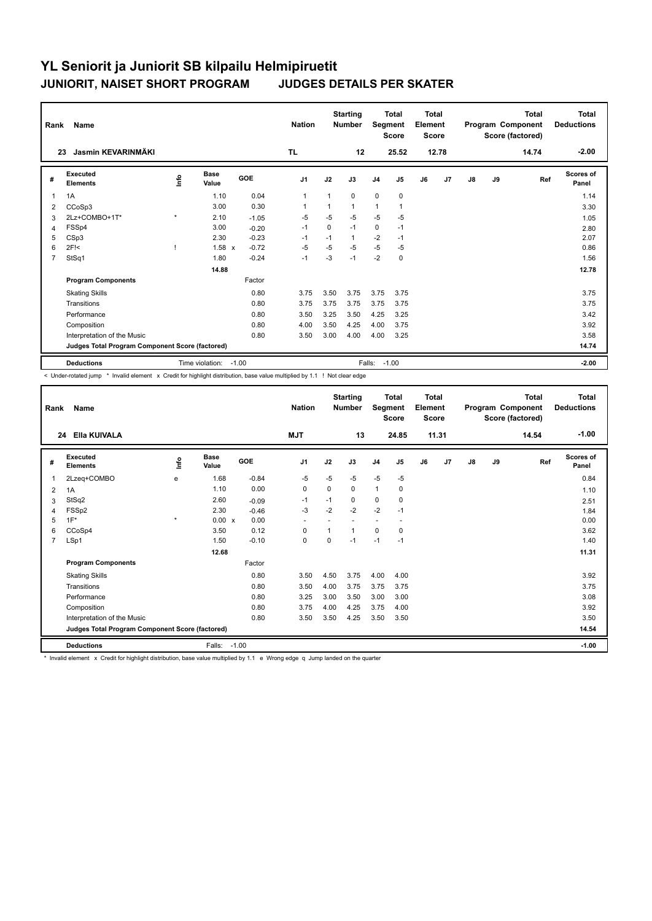# YL Seniorit ja Juniorit SB kilpailu Helmipiruetit

## JUNIORIT, NAISET SHORT PROGRAM JUDGES DETAILS PER SKATER

| Rank | Name | Nation | Starting Number | Total Segment Score | Total Element Score | Total Program Component Score (factored) | Total Deductions |
|---|---|---|---|---|---|---|---|
| 23 | Jasmin KEVARINMÄKI | TL | 12 | 25.52 | 12.78 | 14.74 | -2.00 |

| # | Executed Elements | Info | Base Value | | GOE | J1 | J2 | J3 | J4 | J5 | J6 | J7 | J8 | J9 | Ref | Scores of Panel |
|---|---|---|---|---|---|---|---|---|---|---|---|---|---|---|---|---|
| 1 | 1A | | 1.10 | | 0.04 | 1 | 1 | 0 | 0 | 0 | | | | | | 1.14 |
| 2 | CCoSp3 | | 3.00 | | 0.30 | 1 | 1 | 1 | 1 | 1 | | | | | | 3.30 |
| 3 | 2Lz+COMBO+1T* | * | 2.10 | | -1.05 | -5 | -5 | -5 | -5 | -5 | | | | | | 1.05 |
| 4 | FSSp4 | | 3.00 | | -0.20 | -1 | 0 | -1 | 0 | -1 | | | | | | 2.80 |
| 5 | CSp3 | | 2.30 | | -0.23 | -1 | -1 | 1 | -2 | -1 | | | | | | 2.07 |
| 6 | 2F!< | ! | 1.58 | x | -0.72 | -5 | -5 | -5 | -5 | -5 | | | | | | 0.86 |
| 7 | StSq1 | | 1.80 | | -0.24 | -1 | -3 | -1 | -2 | 0 | | | | | | 1.56 |
| | | | 14.88 | | | | | | | | | | | | | 12.78 |
| | **Program Components** | | | | Factor | | | | | | | | | | | |
| | Skating Skills | | | | 0.80 | 3.75 | 3.50 | 3.75 | 3.75 | 3.75 | | | | | | 3.75 |
| | Transitions | | | | 0.80 | 3.75 | 3.75 | 3.75 | 3.75 | 3.75 | | | | | | 3.75 |
| | Performance | | | | 0.80 | 3.50 | 3.25 | 3.50 | 4.25 | 3.25 | | | | | | 3.42 |
| | Composition | | | | 0.80 | 4.00 | 3.50 | 4.25 | 4.00 | 3.75 | | | | | | 3.92 |
| | Interpretation of the Music | | | | 0.80 | 3.50 | 3.00 | 4.00 | 4.00 | 3.25 | | | | | | 3.58 |
| | **Judges Total Program Component Score (factored)** | | | | | | | | | | | | | | | 14.74 |
| | **Deductions** | | Time violation: | | -1.00 | | | Falls: | -1.00 | | | | | | | -2.00 |

< Under-rotated jump * Invalid element x Credit for highlight distribution, base value multiplied by 1.1 ! Not clear edge

| Rank | Name | Nation | Starting Number | Total Segment Score | Total Element Score | Total Program Component Score (factored) | Total Deductions |
|---|---|---|---|---|---|---|---|
| 24 | Ella KUIVALA | MJT | 13 | 24.85 | 11.31 | 14.54 | -1.00 |

| # | Executed Elements | Info | Base Value | | GOE | J1 | J2 | J3 | J4 | J5 | J6 | J7 | J8 | J9 | Ref | Scores of Panel |
|---|---|---|---|---|---|---|---|---|---|---|---|---|---|---|---|---|
| 1 | 2Lzeq+COMBO | e | 1.68 | | -0.84 | -5 | -5 | -5 | -5 | -5 | | | | | | 0.84 |
| 2 | 1A | | 1.10 | | 0.00 | 0 | 0 | 0 | 1 | 0 | | | | | | 1.10 |
| 3 | StSq2 | | 2.60 | | -0.09 | -1 | -1 | 0 | 0 | 0 | | | | | | 2.51 |
| 4 | FSSp2 | | 2.30 | | -0.46 | -3 | -2 | -2 | -2 | -1 | | | | | | 1.84 |
| 5 | 1F* | * | 0.00 | x | 0.00 | - | - | - | - | - | | | | | | 0.00 |
| 6 | CCoSp4 | | 3.50 | | 0.12 | 0 | 1 | 1 | 0 | 0 | | | | | | 3.62 |
| 7 | LSp1 | | 1.50 | | -0.10 | 0 | 0 | -1 | -1 | -1 | | | | | | 1.40 |
| | | | 12.68 | | | | | | | | | | | | | 11.31 |
| | **Program Components** | | | | Factor | | | | | | | | | | | |
| | Skating Skills | | | | 0.80 | 3.50 | 4.50 | 3.75 | 4.00 | 4.00 | | | | | | 3.92 |
| | Transitions | | | | 0.80 | 3.50 | 4.00 | 3.75 | 3.75 | 3.75 | | | | | | 3.75 |
| | Performance | | | | 0.80 | 3.25 | 3.00 | 3.50 | 3.00 | 3.00 | | | | | | 3.08 |
| | Composition | | | | 0.80 | 3.75 | 4.00 | 4.25 | 3.75 | 4.00 | | | | | | 3.92 |
| | Interpretation of the Music | | | | 0.80 | 3.50 | 3.50 | 4.25 | 3.50 | 3.50 | | | | | | 3.50 |
| | **Judges Total Program Component Score (factored)** | | | | | | | | | | | | | | | 14.54 |
| | **Deductions** | | Falls: | | -1.00 | | | | | | | | | | | -1.00 |

* Invalid element x Credit for highlight distribution, base value multiplied by 1.1 e Wrong edge q Jump landed on the quarter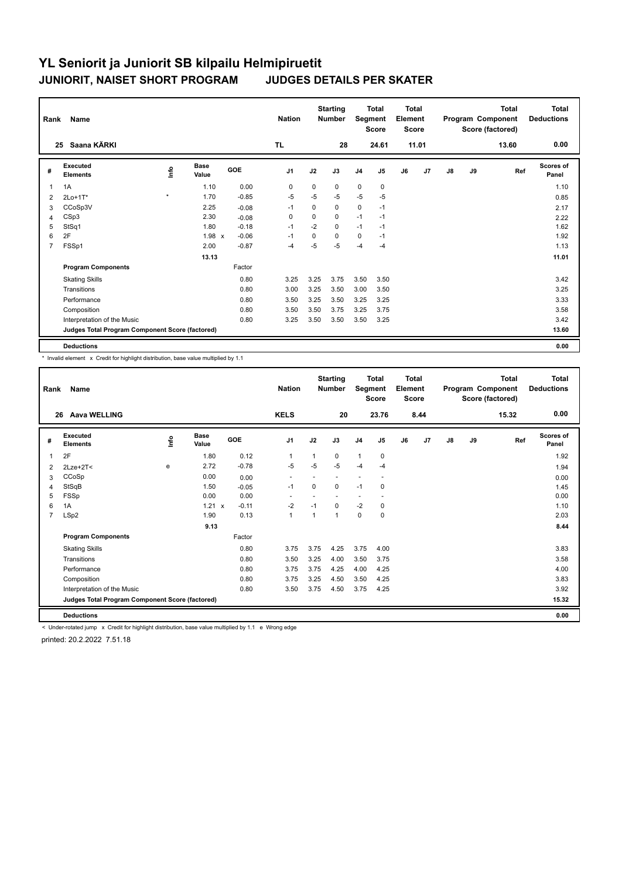# YL Seniorit ja Juniorit SB kilpailu Helmipiruetit

## JUNIORIT, NAISET SHORT PROGRAM JUDGES DETAILS PER SKATER

| Rank | Name | Nation | Starting Number | Total Segment Score | Total Element Score | Total Program Component Score (factored) | Total Deductions |
|---|---|---|---|---|---|---|---|
| 25 | Saana KÄRKI | TL | 28 | 24.61 | 11.01 | 13.60 | 0.00 |

| # | Executed Elements | Info | Base Value | | GOE | J1 | J2 | J3 | J4 | J5 | J6 | J7 | J8 | J9 | Ref | Scores of Panel |
|---|---|---|---|---|---|---|---|---|---|---|---|---|---|---|---|---|
| 1 | 1A | | 1.10 | | 0.00 | 0 | 0 | 0 | 0 | 0 | | | | | | 1.10 |
| 2 | 2Lo+1T* | * | 1.70 | | -0.85 | -5 | -5 | -5 | -5 | -5 | | | | | | 0.85 |
| 3 | CCoSp3V | | 2.25 | | -0.08 | -1 | 0 | 0 | 0 | -1 | | | | | | 2.17 |
| 4 | CSp3 | | 2.30 | | -0.08 | 0 | 0 | 0 | -1 | -1 | | | | | | 2.22 |
| 5 | StSq1 | | 1.80 | | -0.18 | -1 | -2 | 0 | -1 | -1 | | | | | | 1.62 |
| 6 | 2F | | 1.98 | x | -0.06 | -1 | 0 | 0 | 0 | -1 | | | | | | 1.92 |
| 7 | FSSp1 | | 2.00 | | -0.87 | -4 | -5 | -5 | -4 | -4 | | | | | | 1.13 |
| | | | 13.13 | | | | | | | | | | | | | 11.01 |
| | **Program Components** | | | | Factor | | | | | | | | | | | |
| | Skating Skills | | | | 0.80 | 3.25 | 3.25 | 3.75 | 3.50 | 3.50 | | | | | | 3.42 |
| | Transitions | | | | 0.80 | 3.00 | 3.25 | 3.50 | 3.00 | 3.50 | | | | | | 3.25 |
| | Performance | | | | 0.80 | 3.50 | 3.25 | 3.50 | 3.25 | 3.25 | | | | | | 3.33 |
| | Composition | | | | 0.80 | 3.50 | 3.50 | 3.75 | 3.25 | 3.75 | | | | | | 3.58 |
| | Interpretation of the Music | | | | 0.80 | 3.25 | 3.50 | 3.50 | 3.50 | 3.25 | | | | | | 3.42 |
| | **Judges Total Program Component Score (factored)** | | | | | | | | | | | | | | | 13.60 |
| | **Deductions** | | | | | | | | | | | | | | | 0.00 |

\* Invalid element x Credit for highlight distribution, base value multiplied by 1.1

| Rank | Name | Nation | Starting Number | Total Segment Score | Total Element Score | Total Program Component Score (factored) | Total Deductions |
|---|---|---|---|---|---|---|---|
| 26 | Aava WELLING | KELS | 20 | 23.76 | 8.44 | 15.32 | 0.00 |

| # | Executed Elements | Info | Base Value | | GOE | J1 | J2 | J3 | J4 | J5 | J6 | J7 | J8 | J9 | Ref | Scores of Panel |
|---|---|---|---|---|---|---|---|---|---|---|---|---|---|---|---|---|
| 1 | 2F | | 1.80 | | 0.12 | 1 | 1 | 0 | 1 | 0 | | | | | | 1.92 |
| 2 | 2Lze+2T< | e | 2.72 | | -0.78 | -5 | -5 | -5 | -4 | -4 | | | | | | 1.94 |
| 3 | CCoSp | | 0.00 | | 0.00 | - | - | - | - | - | | | | | | 0.00 |
| 4 | StSqB | | 1.50 | | -0.05 | -1 | 0 | 0 | -1 | 0 | | | | | | 1.45 |
| 5 | FSSp | | 0.00 | | 0.00 | - | - | - | - | - | | | | | | 0.00 |
| 6 | 1A | | 1.21 | x | -0.11 | -2 | -1 | 0 | -2 | 0 | | | | | | 1.10 |
| 7 | LSp2 | | 1.90 | | 0.13 | 1 | 1 | 1 | 0 | 0 | | | | | | 2.03 |
| | | | 9.13 | | | | | | | | | | | | | 8.44 |
| | **Program Components** | | | | Factor | | | | | | | | | | | |
| | Skating Skills | | | | 0.80 | 3.75 | 3.75 | 4.25 | 3.75 | 4.00 | | | | | | 3.83 |
| | Transitions | | | | 0.80 | 3.50 | 3.25 | 4.00 | 3.50 | 3.75 | | | | | | 3.58 |
| | Performance | | | | 0.80 | 3.75 | 3.75 | 4.25 | 4.00 | 4.25 | | | | | | 4.00 |
| | Composition | | | | 0.80 | 3.75 | 3.25 | 4.50 | 3.50 | 4.25 | | | | | | 3.83 |
| | Interpretation of the Music | | | | 0.80 | 3.50 | 3.75 | 4.50 | 3.75 | 4.25 | | | | | | 3.92 |
| | **Judges Total Program Component Score (factored)** | | | | | | | | | | | | | | | 15.32 |
| | **Deductions** | | | | | | | | | | | | | | | 0.00 |

< Under-rotated jump x Credit for highlight distribution, base value multiplied by 1.1 e Wrong edge

printed: 20.2.2022 7.51.18